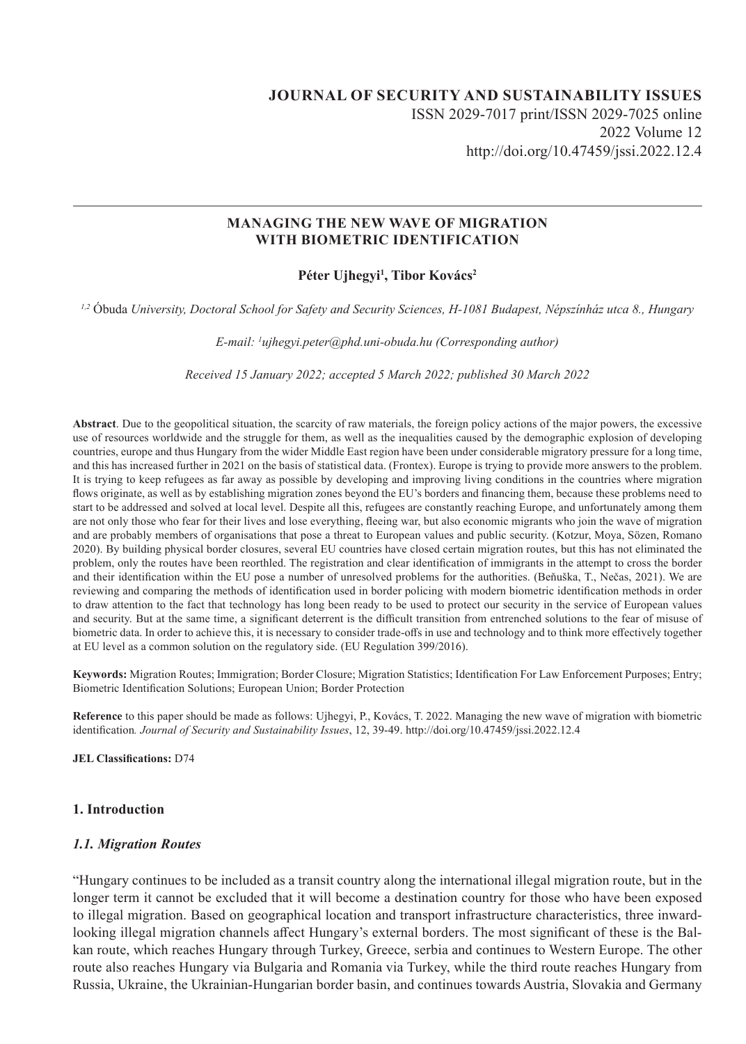# JOURNAL OF SECURITY AND SUSTAINABILITY ISSUES

ISSN 2029-7017 print/ISSN 2029-7025 online
2022 Volume 12
http://doi.org/10.47459/jssi.2022.12.4

## MANAGING THE NEW WAVE OF MIGRATION WITH BIOMETRIC IDENTIFICATION

**Péter Ujhegyi[1], Tibor Kovács[2]**

[1,2] Óbuda *University, Doctoral School for Safety and Security Sciences, H-1081 Budapest, Népszínház utca 8., Hungary*

*E-mail: [1]ujhegyi.peter@phd.uni-obuda.hu (Corresponding author)*

*Received 15 January 2022; accepted 5 March 2022; published 30 March 2022*

**Abstract**. Due to the geopolitical situation, the scarcity of raw materials, the foreign policy actions of the major powers, the excessive use of resources worldwide and the struggle for them, as well as the inequalities caused by the demographic explosion of developing countries, europe and thus Hungary from the wider Middle East region have been under considerable migratory pressure for a long time, and this has increased further in 2021 on the basis of statistical data. (Frontex). Europe is trying to provide more answers to the problem. It is trying to keep refugees as far away as possible by developing and improving living conditions in the countries where migration flows originate, as well as by establishing migration zones beyond the EU's borders and financing them, because these problems need to start to be addressed and solved at local level. Despite all this, refugees are constantly reaching Europe, and unfortunately among them are not only those who fear for their lives and lose everything, fleeing war, but also economic migrants who join the wave of migration and are probably members of organisations that pose a threat to European values and public security. (Kotzur, Moya, Sözen, Romano 2020). By building physical border closures, several EU countries have closed certain migration routes, but this has not eliminated the problem, only the routes have been reorthled. The registration and clear identification of immigrants in the attempt to cross the border and their identification within the EU pose a number of unresolved problems for the authorities. (Beňuška, T., Nečas, 2021). We are reviewing and comparing the methods of identification used in border policing with modern biometric identification methods in order to draw attention to the fact that technology has long been ready to be used to protect our security in the service of European values and security. But at the same time, a significant deterrent is the difficult transition from entrenched solutions to the fear of misuse of biometric data. In order to achieve this, it is necessary to consider trade-offs in use and technology and to think more effectively together at EU level as a common solution on the regulatory side. (EU Regulation 399/2016).

**Keywords:** Migration Routes; Immigration; Border Closure; Migration Statistics; Identification For Law Enforcement Purposes; Entry; Biometric Identification Solutions; European Union; Border Protection

**Reference** to this paper should be made as follows: Ujhegyi, P., Kovács, T. 2022. Managing the new wave of migration with biometric identification*. Journal of Security and Sustainability Issues*, 12, 39-49. http://doi.org/10.47459/jssi.2022.12.4

**JEL Classifications:** D74

## 1. Introduction

### *1.1. Migration Routes*

"Hungary continues to be included as a transit country along the international illegal migration route, but in the longer term it cannot be excluded that it will become a destination country for those who have been exposed to illegal migration. Based on geographical location and transport infrastructure characteristics, three inward-looking illegal migration channels affect Hungary's external borders. The most significant of these is the Balkan route, which reaches Hungary through Turkey, Greece, serbia and continues to Western Europe. The other route also reaches Hungary via Bulgaria and Romania via Turkey, while the third route reaches Hungary from Russia, Ukraine, the Ukrainian-Hungarian border basin, and continues towards Austria, Slovakia and Germany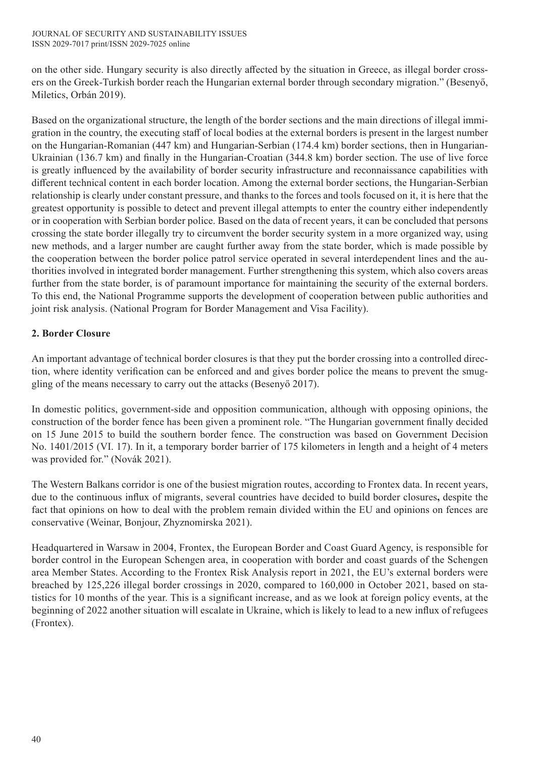on the other side. Hungary security is also directly affected by the situation in Greece, as illegal border crossers on the Greek-Turkish border reach the Hungarian external border through secondary migration." (Besenyő, Miletics, Orbán 2019).

Based on the organizational structure, the length of the border sections and the main directions of illegal immigration in the country, the executing staff of local bodies at the external borders is present in the largest number on the Hungarian-Romanian (447 km) and Hungarian-Serbian (174.4 km) border sections, then in Hungarian-Ukrainian (136.7 km) and finally in the Hungarian-Croatian (344.8 km) border section. The use of live force is greatly influenced by the availability of border security infrastructure and reconnaissance capabilities with different technical content in each border location. Among the external border sections, the Hungarian-Serbian relationship is clearly under constant pressure, and thanks to the forces and tools focused on it, it is here that the greatest opportunity is possible to detect and prevent illegal attempts to enter the country either independently or in cooperation with Serbian border police. Based on the data of recent years, it can be concluded that persons crossing the state border illegally try to circumvent the border security system in a more organized way, using new methods, and a larger number are caught further away from the state border, which is made possible by the cooperation between the border police patrol service operated in several interdependent lines and the authorities involved in integrated border management. Further strengthening this system, which also covers areas further from the state border, is of paramount importance for maintaining the security of the external borders. To this end, the National Programme supports the development of cooperation between public authorities and joint risk analysis. (National Program for Border Management and Visa Facility).

## 2. Border Closure

An important advantage of technical border closures is that they put the border crossing into a controlled direction, where identity verification can be enforced and and gives border police the means to prevent the smuggling of the means necessary to carry out the attacks (Besenyő 2017).

In domestic politics, government-side and opposition communication, although with opposing opinions, the construction of the border fence has been given a prominent role. "The Hungarian government finally decided on 15 June 2015 to build the southern border fence. The construction was based on Government Decision No. 1401/2015 (VI. 17). In it, a temporary border barrier of 175 kilometers in length and a height of 4 meters was provided for." (Novák 2021).

The Western Balkans corridor is one of the busiest migration routes, according to Frontex data. In recent years, due to the continuous influx of migrants, several countries have decided to build border closures**,** despite the fact that opinions on how to deal with the problem remain divided within the EU and opinions on fences are conservative (Weinar, Bonjour, Zhyznomirska 2021).

Headquartered in Warsaw in 2004, Frontex, the European Border and Coast Guard Agency, is responsible for border control in the European Schengen area, in cooperation with border and coast guards of the Schengen area Member States. According to the Frontex Risk Analysis report in 2021, the EU's external borders were breached by 125,226 illegal border crossings in 2020, compared to 160,000 in October 2021, based on statistics for 10 months of the year. This is a significant increase, and as we look at foreign policy events, at the beginning of 2022 another situation will escalate in Ukraine, which is likely to lead to a new influx of refugees (Frontex).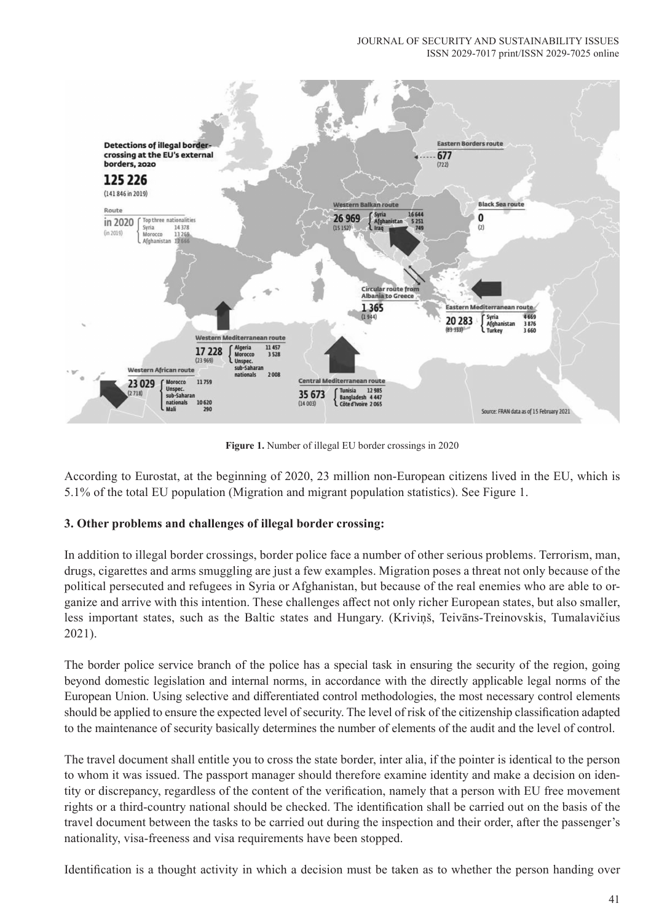**Figure 1.** Number of illegal EU border crossings in 2020

According to Eurostat, at the beginning of 2020, 23 million non-European citizens lived in the EU, which is 5.1% of the total EU population (Migration and migrant population statistics). See Figure 1.

## 3. Other problems and challenges of illegal border crossing:

In addition to illegal border crossings, border police face a number of other serious problems. Terrorism, man, drugs, cigarettes and arms smuggling are just a few examples. Migration poses a threat not only because of the political persecuted and refugees in Syria or Afghanistan, but because of the real enemies who are able to organize and arrive with this intention. These challenges affect not only richer European states, but also smaller, less important states, such as the Baltic states and Hungary. (Kriviņš, Teivāns-Treinovskis, Tumalavičius 2021).

The border police service branch of the police has a special task in ensuring the security of the region, going beyond domestic legislation and internal norms, in accordance with the directly applicable legal norms of the European Union. Using selective and differentiated control methodologies, the most necessary control elements should be applied to ensure the expected level of security. The level of risk of the citizenship classification adapted to the maintenance of security basically determines the number of elements of the audit and the level of control.

The travel document shall entitle you to cross the state border, inter alia, if the pointer is identical to the person to whom it was issued. The passport manager should therefore examine identity and make a decision on identity or discrepancy, regardless of the content of the verification, namely that a person with EU free movement rights or a third-country national should be checked. The identification shall be carried out on the basis of the travel document between the tasks to be carried out during the inspection and their order, after the passenger's nationality, visa-freeness and visa requirements have been stopped.

Identification is a thought activity in which a decision must be taken as to whether the person handing over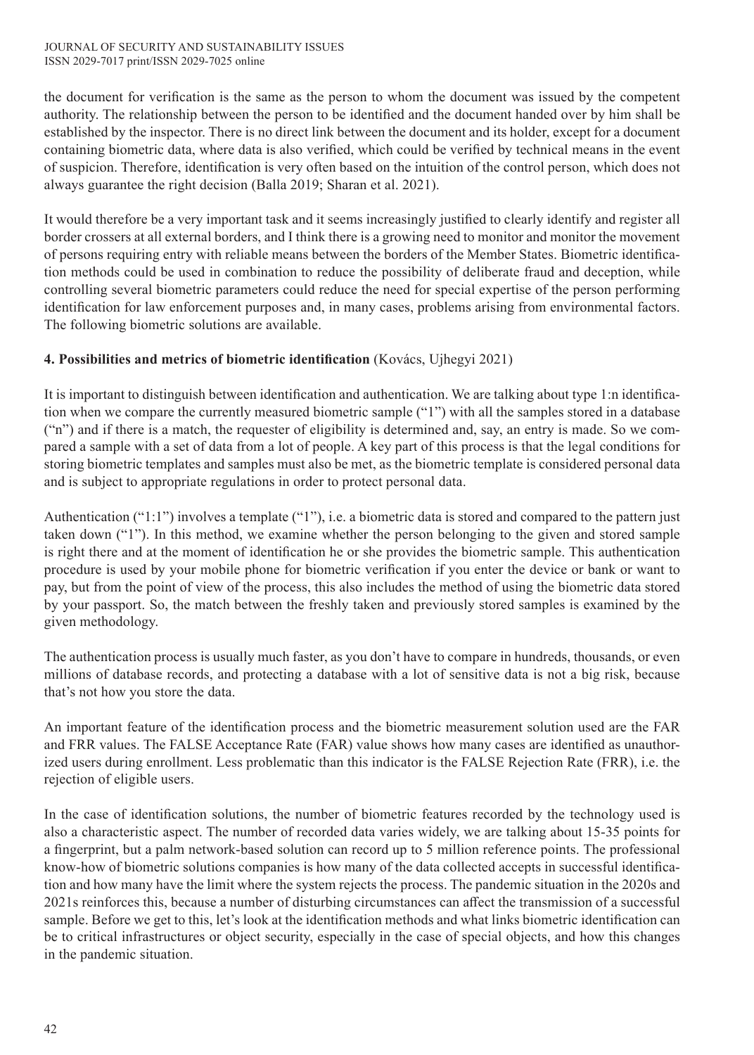the document for verification is the same as the person to whom the document was issued by the competent authority. The relationship between the person to be identified and the document handed over by him shall be established by the inspector. There is no direct link between the document and its holder, except for a document containing biometric data, where data is also verified, which could be verified by technical means in the event of suspicion. Therefore, identification is very often based on the intuition of the control person, which does not always guarantee the right decision (Balla 2019; Sharan et al. 2021).

It would therefore be a very important task and it seems increasingly justified to clearly identify and register all border crossers at all external borders, and I think there is a growing need to monitor and monitor the movement of persons requiring entry with reliable means between the borders of the Member States. Biometric identification methods could be used in combination to reduce the possibility of deliberate fraud and deception, while controlling several biometric parameters could reduce the need for special expertise of the person performing identification for law enforcement purposes and, in many cases, problems arising from environmental factors. The following biometric solutions are available.

## 4. Possibilities and metrics of biometric identification (Kovács, Ujhegyi 2021)

It is important to distinguish between identification and authentication. We are talking about type 1:n identification when we compare the currently measured biometric sample ("1") with all the samples stored in a database ("n") and if there is a match, the requester of eligibility is determined and, say, an entry is made. So we compared a sample with a set of data from a lot of people. A key part of this process is that the legal conditions for storing biometric templates and samples must also be met, as the biometric template is considered personal data and is subject to appropriate regulations in order to protect personal data.

Authentication ("1:1") involves a template ("1"), i.e. a biometric data is stored and compared to the pattern just taken down ("1"). In this method, we examine whether the person belonging to the given and stored sample is right there and at the moment of identification he or she provides the biometric sample. This authentication procedure is used by your mobile phone for biometric verification if you enter the device or bank or want to pay, but from the point of view of the process, this also includes the method of using the biometric data stored by your passport. So, the match between the freshly taken and previously stored samples is examined by the given methodology.

The authentication process is usually much faster, as you don't have to compare in hundreds, thousands, or even millions of database records, and protecting a database with a lot of sensitive data is not a big risk, because that's not how you store the data.

An important feature of the identification process and the biometric measurement solution used are the FAR and FRR values. The FALSE Acceptance Rate (FAR) value shows how many cases are identified as unauthorized users during enrollment. Less problematic than this indicator is the FALSE Rejection Rate (FRR), i.e. the rejection of eligible users.

In the case of identification solutions, the number of biometric features recorded by the technology used is also a characteristic aspect. The number of recorded data varies widely, we are talking about 15-35 points for a fingerprint, but a palm network-based solution can record up to 5 million reference points. The professional know-how of biometric solutions companies is how many of the data collected accepts in successful identification and how many have the limit where the system rejects the process. The pandemic situation in the 2020s and 2021s reinforces this, because a number of disturbing circumstances can affect the transmission of a successful sample. Before we get to this, let's look at the identification methods and what links biometric identification can be to critical infrastructures or object security, especially in the case of special objects, and how this changes in the pandemic situation.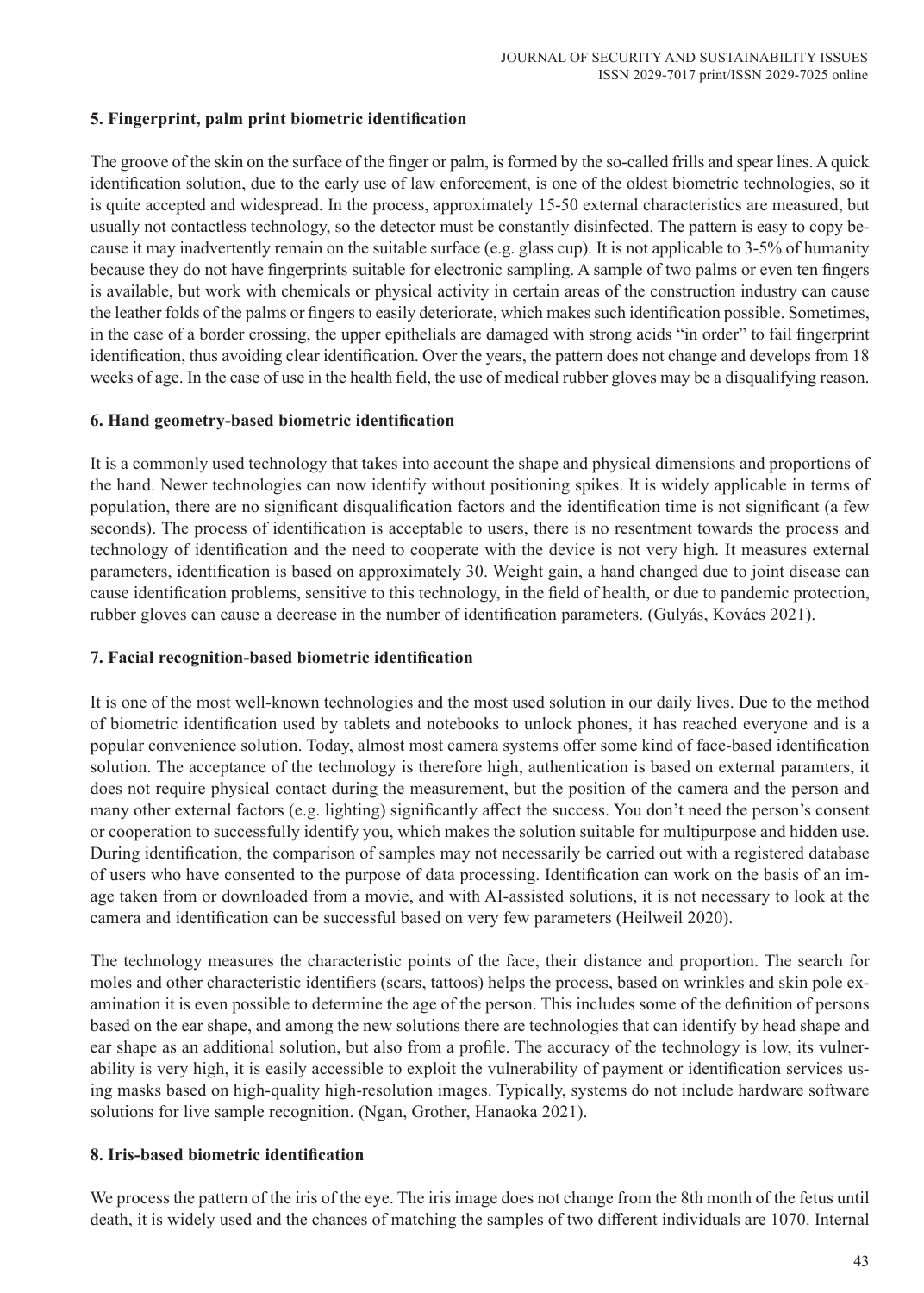## 5. Fingerprint, palm print biometric identification

The groove of the skin on the surface of the finger or palm, is formed by the so-called frills and spear lines. A quick identification solution, due to the early use of law enforcement, is one of the oldest biometric technologies, so it is quite accepted and widespread. In the process, approximately 15-50 external characteristics are measured, but usually not contactless technology, so the detector must be constantly disinfected. The pattern is easy to copy because it may inadvertently remain on the suitable surface (e.g. glass cup). It is not applicable to 3-5% of humanity because they do not have fingerprints suitable for electronic sampling. A sample of two palms or even ten fingers is available, but work with chemicals or physical activity in certain areas of the construction industry can cause the leather folds of the palms or fingers to easily deteriorate, which makes such identification possible. Sometimes, in the case of a border crossing, the upper epithelials are damaged with strong acids "in order" to fail fingerprint identification, thus avoiding clear identification. Over the years, the pattern does not change and develops from 18 weeks of age. In the case of use in the health field, the use of medical rubber gloves may be a disqualifying reason.

## 6. Hand geometry-based biometric identification

It is a commonly used technology that takes into account the shape and physical dimensions and proportions of the hand. Newer technologies can now identify without positioning spikes. It is widely applicable in terms of population, there are no significant disqualification factors and the identification time is not significant (a few seconds). The process of identification is acceptable to users, there is no resentment towards the process and technology of identification and the need to cooperate with the device is not very high. It measures external parameters, identification is based on approximately 30. Weight gain, a hand changed due to joint disease can cause identification problems, sensitive to this technology, in the field of health, or due to pandemic protection, rubber gloves can cause a decrease in the number of identification parameters. (Gulyás, Kovács 2021).

## 7. Facial recognition-based biometric identification

It is one of the most well-known technologies and the most used solution in our daily lives. Due to the method of biometric identification used by tablets and notebooks to unlock phones, it has reached everyone and is a popular convenience solution. Today, almost most camera systems offer some kind of face-based identification solution. The acceptance of the technology is therefore high, authentication is based on external paramters, it does not require physical contact during the measurement, but the position of the camera and the person and many other external factors (e.g. lighting) significantly affect the success. You don't need the person's consent or cooperation to successfully identify you, which makes the solution suitable for multipurpose and hidden use. During identification, the comparison of samples may not necessarily be carried out with a registered database of users who have consented to the purpose of data processing. Identification can work on the basis of an image taken from or downloaded from a movie, and with AI-assisted solutions, it is not necessary to look at the camera and identification can be successful based on very few parameters (Heilweil 2020).

The technology measures the characteristic points of the face, their distance and proportion. The search for moles and other characteristic identifiers (scars, tattoos) helps the process, based on wrinkles and skin pole examination it is even possible to determine the age of the person. This includes some of the definition of persons based on the ear shape, and among the new solutions there are technologies that can identify by head shape and ear shape as an additional solution, but also from a profile. The accuracy of the technology is low, its vulnerability is very high, it is easily accessible to exploit the vulnerability of payment or identification services using masks based on high-quality high-resolution images. Typically, systems do not include hardware software solutions for live sample recognition. (Ngan, Grother, Hanaoka 2021).

## 8. Iris-based biometric identification

We process the pattern of the iris of the eye. The iris image does not change from the 8th month of the fetus until death, it is widely used and the chances of matching the samples of two different individuals are 1070. Internal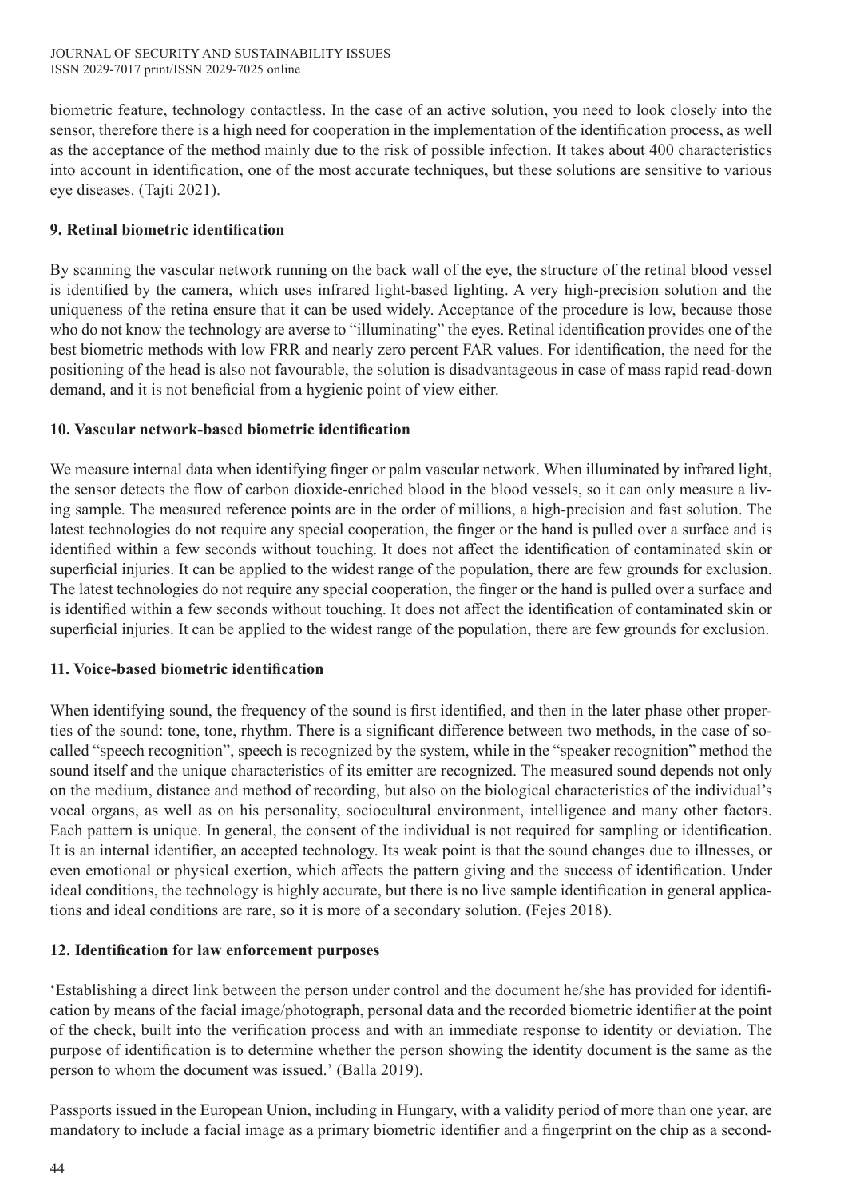biometric feature, technology contactless. In the case of an active solution, you need to look closely into the sensor, therefore there is a high need for cooperation in the implementation of the identification process, as well as the acceptance of the method mainly due to the risk of possible infection. It takes about 400 characteristics into account in identification, one of the most accurate techniques, but these solutions are sensitive to various eye diseases. (Tajti 2021).

**9. Retinal biometric identification**

By scanning the vascular network running on the back wall of the eye, the structure of the retinal blood vessel is identified by the camera, which uses infrared light-based lighting. A very high-precision solution and the uniqueness of the retina ensure that it can be used widely. Acceptance of the procedure is low, because those who do not know the technology are averse to "illuminating" the eyes. Retinal identification provides one of the best biometric methods with low FRR and nearly zero percent FAR values. For identification, the need for the positioning of the head is also not favourable, the solution is disadvantageous in case of mass rapid read-down demand, and it is not beneficial from a hygienic point of view either.

**10. Vascular network-based biometric identification**

We measure internal data when identifying finger or palm vascular network. When illuminated by infrared light, the sensor detects the flow of carbon dioxide-enriched blood in the blood vessels, so it can only measure a living sample. The measured reference points are in the order of millions, a high-precision and fast solution. The latest technologies do not require any special cooperation, the finger or the hand is pulled over a surface and is identified within a few seconds without touching. It does not affect the identification of contaminated skin or superficial injuries. It can be applied to the widest range of the population, there are few grounds for exclusion. The latest technologies do not require any special cooperation, the finger or the hand is pulled over a surface and is identified within a few seconds without touching. It does not affect the identification of contaminated skin or superficial injuries. It can be applied to the widest range of the population, there are few grounds for exclusion.

**11. Voice-based biometric identification**

When identifying sound, the frequency of the sound is first identified, and then in the later phase other properties of the sound: tone, tone, rhythm. There is a significant difference between two methods, in the case of so-called "speech recognition", speech is recognized by the system, while in the "speaker recognition" method the sound itself and the unique characteristics of its emitter are recognized. The measured sound depends not only on the medium, distance and method of recording, but also on the biological characteristics of the individual's vocal organs, as well as on his personality, sociocultural environment, intelligence and many other factors. Each pattern is unique. In general, the consent of the individual is not required for sampling or identification. It is an internal identifier, an accepted technology. Its weak point is that the sound changes due to illnesses, or even emotional or physical exertion, which affects the pattern giving and the success of identification. Under ideal conditions, the technology is highly accurate, but there is no live sample identification in general applications and ideal conditions are rare, so it is more of a secondary solution. (Fejes 2018).

**12. Identification for law enforcement purposes**

'Establishing a direct link between the person under control and the document he/she has provided for identification by means of the facial image/photograph, personal data and the recorded biometric identifier at the point of the check, built into the verification process and with an immediate response to identity or deviation. The purpose of identification is to determine whether the person showing the identity document is the same as the person to whom the document was issued.' (Balla 2019).

Passports issued in the European Union, including in Hungary, with a validity period of more than one year, are mandatory to include a facial image as a primary biometric identifier and a fingerprint on the chip as a second-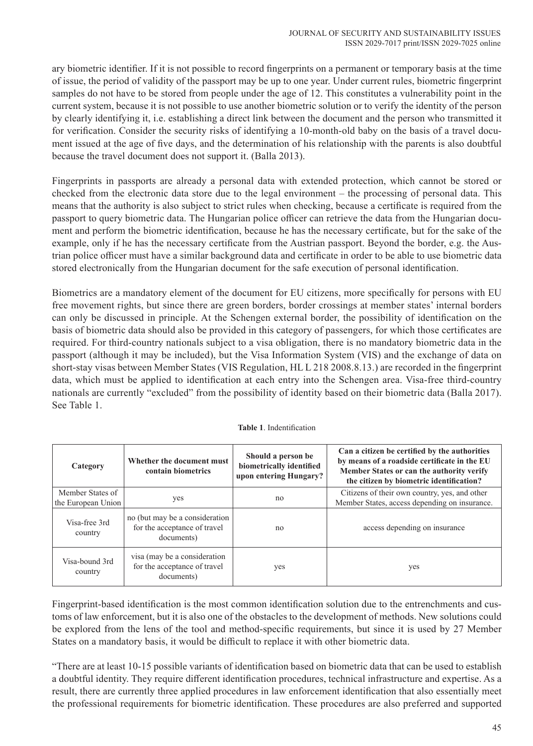ary biometric identifier. If it is not possible to record fingerprints on a permanent or temporary basis at the time of issue, the period of validity of the passport may be up to one year. Under current rules, biometric fingerprint samples do not have to be stored from people under the age of 12. This constitutes a vulnerability point in the current system, because it is not possible to use another biometric solution or to verify the identity of the person by clearly identifying it, i.e. establishing a direct link between the document and the person who transmitted it for verification. Consider the security risks of identifying a 10-month-old baby on the basis of a travel document issued at the age of five days, and the determination of his relationship with the parents is also doubtful because the travel document does not support it. (Balla 2013).

Fingerprints in passports are already a personal data with extended protection, which cannot be stored or checked from the electronic data store due to the legal environment – the processing of personal data. This means that the authority is also subject to strict rules when checking, because a certificate is required from the passport to query biometric data. The Hungarian police officer can retrieve the data from the Hungarian document and perform the biometric identification, because he has the necessary certificate, but for the sake of the example, only if he has the necessary certificate from the Austrian passport. Beyond the border, e.g. the Austrian police officer must have a similar background data and certificate in order to be able to use biometric data stored electronically from the Hungarian document for the safe execution of personal identification.

Biometrics are a mandatory element of the document for EU citizens, more specifically for persons with EU free movement rights, but since there are green borders, border crossings at member states' internal borders can only be discussed in principle. At the Schengen external border, the possibility of identification on the basis of biometric data should also be provided in this category of passengers, for which those certificates are required. For third-country nationals subject to a visa obligation, there is no mandatory biometric data in the passport (although it may be included), but the Visa Information System (VIS) and the exchange of data on short-stay visas between Member States (VIS Regulation, HL L 218 2008.8.13.) are recorded in the fingerprint data, which must be applied to identification at each entry into the Schengen area. Visa-free third-country nationals are currently "excluded" from the possibility of identity based on their biometric data (Balla 2017). See Table 1.

**Table 1**. Indentification

| Category | Whether the document must contain biometrics | Should a person be biometrically identified upon entering Hungary? | Can a citizen be certified by the authorities by means of a roadside certificate in the EU Member States or can the authority verify the citizen by biometric identification? |
|---|---|---|---|
| Member States of the European Union | yes | no | Citizens of their own country, yes, and other Member States, access depending on insurance. |
| Visa-free 3rd country | no (but may be a consideration for the acceptance of travel documents) | no | access depending on insurance |
| Visa-bound 3rd country | visa (may be a consideration for the acceptance of travel documents) | yes | yes |

Fingerprint-based identification is the most common identification solution due to the entrenchments and customs of law enforcement, but it is also one of the obstacles to the development of methods. New solutions could be explored from the lens of the tool and method-specific requirements, but since it is used by 27 Member States on a mandatory basis, it would be difficult to replace it with other biometric data.

"There are at least 10-15 possible variants of identification based on biometric data that can be used to establish a doubtful identity. They require different identification procedures, technical infrastructure and expertise. As a result, there are currently three applied procedures in law enforcement identification that also essentially meet the professional requirements for biometric identification. These procedures are also preferred and supported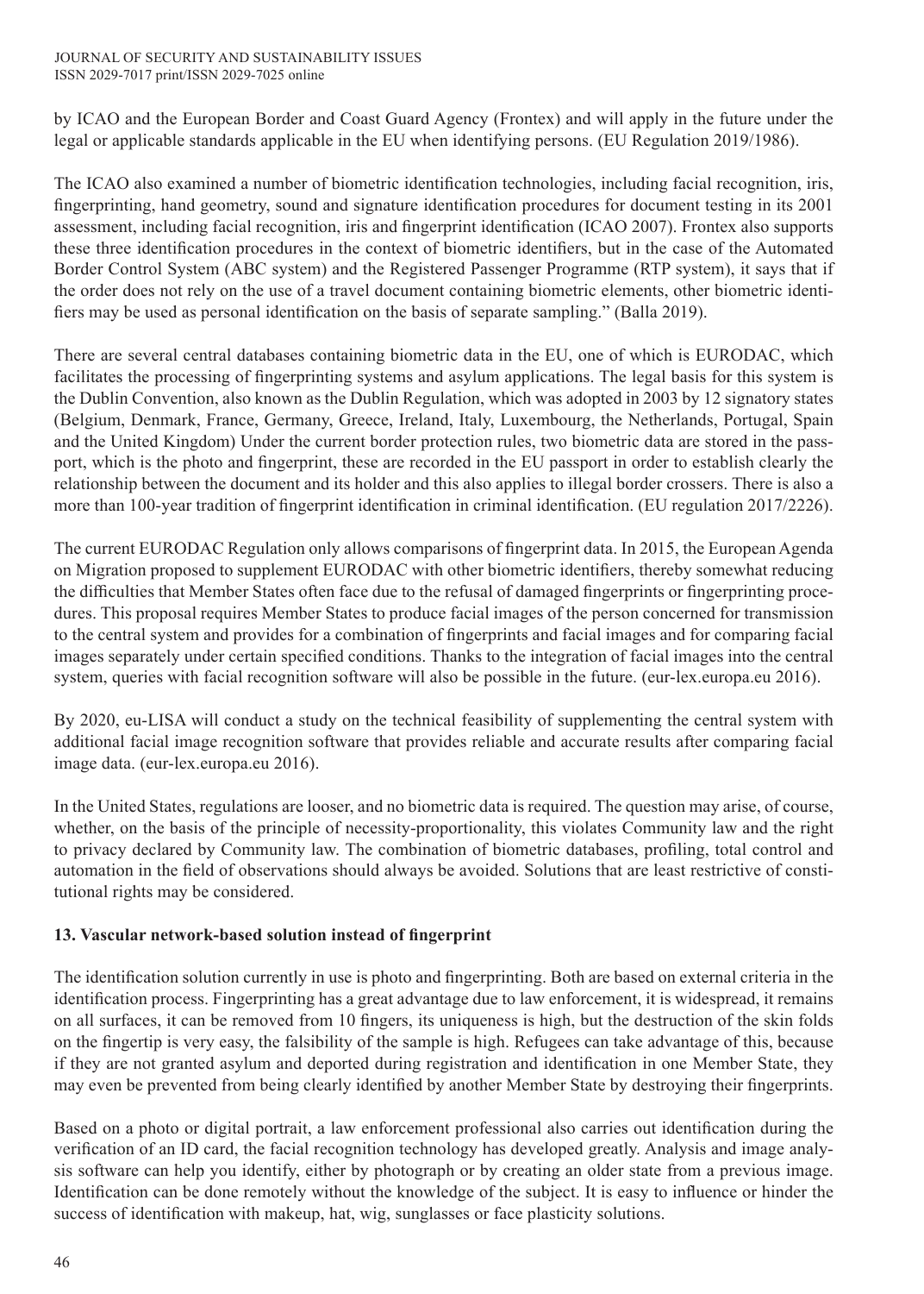by ICAO and the European Border and Coast Guard Agency (Frontex) and will apply in the future under the legal or applicable standards applicable in the EU when identifying persons. (EU Regulation 2019/1986).

The ICAO also examined a number of biometric identification technologies, including facial recognition, iris, fingerprinting, hand geometry, sound and signature identification procedures for document testing in its 2001 assessment, including facial recognition, iris and fingerprint identification (ICAO 2007). Frontex also supports these three identification procedures in the context of biometric identifiers, but in the case of the Automated Border Control System (ABC system) and the Registered Passenger Programme (RTP system), it says that if the order does not rely on the use of a travel document containing biometric elements, other biometric identifiers may be used as personal identification on the basis of separate sampling." (Balla 2019).

There are several central databases containing biometric data in the EU, one of which is EURODAC, which facilitates the processing of fingerprinting systems and asylum applications. The legal basis for this system is the Dublin Convention, also known as the Dublin Regulation, which was adopted in 2003 by 12 signatory states (Belgium, Denmark, France, Germany, Greece, Ireland, Italy, Luxembourg, the Netherlands, Portugal, Spain and the United Kingdom) Under the current border protection rules, two biometric data are stored in the passport, which is the photo and fingerprint, these are recorded in the EU passport in order to establish clearly the relationship between the document and its holder and this also applies to illegal border crossers. There is also a more than 100-year tradition of fingerprint identification in criminal identification. (EU regulation 2017/2226).

The current EURODAC Regulation only allows comparisons of fingerprint data. In 2015, the European Agenda on Migration proposed to supplement EURODAC with other biometric identifiers, thereby somewhat reducing the difficulties that Member States often face due to the refusal of damaged fingerprints or fingerprinting procedures. This proposal requires Member States to produce facial images of the person concerned for transmission to the central system and provides for a combination of fingerprints and facial images and for comparing facial images separately under certain specified conditions. Thanks to the integration of facial images into the central system, queries with facial recognition software will also be possible in the future. (eur-lex.europa.eu 2016).

By 2020, eu-LISA will conduct a study on the technical feasibility of supplementing the central system with additional facial image recognition software that provides reliable and accurate results after comparing facial image data. (eur-lex.europa.eu 2016).

In the United States, regulations are looser, and no biometric data is required. The question may arise, of course, whether, on the basis of the principle of necessity-proportionality, this violates Community law and the right to privacy declared by Community law. The combination of biometric databases, profiling, total control and automation in the field of observations should always be avoided. Solutions that are least restrictive of constitutional rights may be considered.

## 13. Vascular network-based solution instead of fingerprint

The identification solution currently in use is photo and fingerprinting. Both are based on external criteria in the identification process. Fingerprinting has a great advantage due to law enforcement, it is widespread, it remains on all surfaces, it can be removed from 10 fingers, its uniqueness is high, but the destruction of the skin folds on the fingertip is very easy, the falsibility of the sample is high. Refugees can take advantage of this, because if they are not granted asylum and deported during registration and identification in one Member State, they may even be prevented from being clearly identified by another Member State by destroying their fingerprints.

Based on a photo or digital portrait, a law enforcement professional also carries out identification during the verification of an ID card, the facial recognition technology has developed greatly. Analysis and image analysis software can help you identify, either by photograph or by creating an older state from a previous image. Identification can be done remotely without the knowledge of the subject. It is easy to influence or hinder the success of identification with makeup, hat, wig, sunglasses or face plasticity solutions.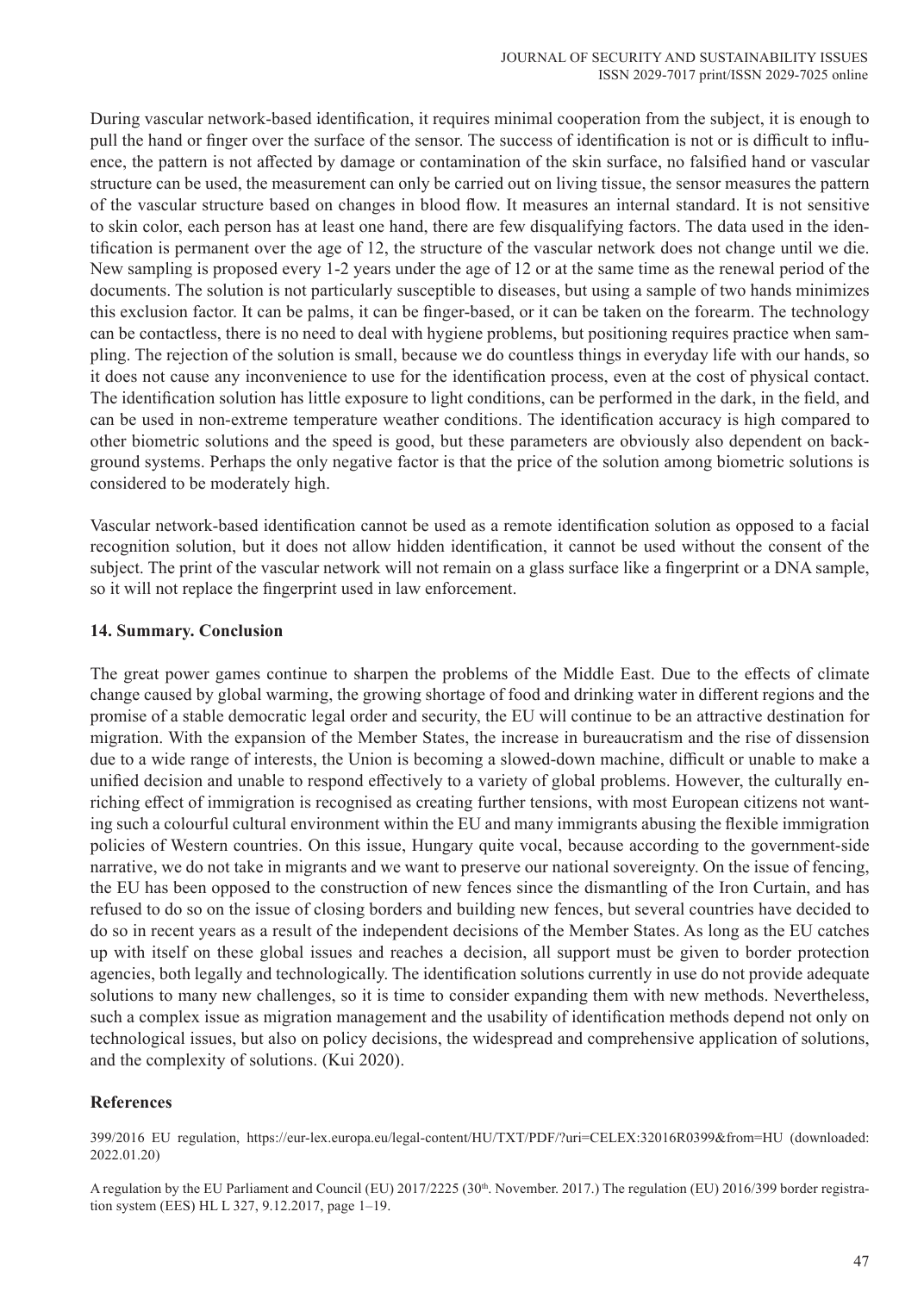During vascular network-based identification, it requires minimal cooperation from the subject, it is enough to pull the hand or finger over the surface of the sensor. The success of identification is not or is difficult to influence, the pattern is not affected by damage or contamination of the skin surface, no falsified hand or vascular structure can be used, the measurement can only be carried out on living tissue, the sensor measures the pattern of the vascular structure based on changes in blood flow. It measures an internal standard. It is not sensitive to skin color, each person has at least one hand, there are few disqualifying factors. The data used in the identification is permanent over the age of 12, the structure of the vascular network does not change until we die. New sampling is proposed every 1-2 years under the age of 12 or at the same time as the renewal period of the documents. The solution is not particularly susceptible to diseases, but using a sample of two hands minimizes this exclusion factor. It can be palms, it can be finger-based, or it can be taken on the forearm. The technology can be contactless, there is no need to deal with hygiene problems, but positioning requires practice when sampling. The rejection of the solution is small, because we do countless things in everyday life with our hands, so it does not cause any inconvenience to use for the identification process, even at the cost of physical contact. The identification solution has little exposure to light conditions, can be performed in the dark, in the field, and can be used in non-extreme temperature weather conditions. The identification accuracy is high compared to other biometric solutions and the speed is good, but these parameters are obviously also dependent on background systems. Perhaps the only negative factor is that the price of the solution among biometric solutions is considered to be moderately high.

Vascular network-based identification cannot be used as a remote identification solution as opposed to a facial recognition solution, but it does not allow hidden identification, it cannot be used without the consent of the subject. The print of the vascular network will not remain on a glass surface like a fingerprint or a DNA sample, so it will not replace the fingerprint used in law enforcement.

## 14. Summary. Conclusion

The great power games continue to sharpen the problems of the Middle East. Due to the effects of climate change caused by global warming, the growing shortage of food and drinking water in different regions and the promise of a stable democratic legal order and security, the EU will continue to be an attractive destination for migration. With the expansion of the Member States, the increase in bureaucratism and the rise of dissension due to a wide range of interests, the Union is becoming a slowed-down machine, difficult or unable to make a unified decision and unable to respond effectively to a variety of global problems. However, the culturally enriching effect of immigration is recognised as creating further tensions, with most European citizens not wanting such a colourful cultural environment within the EU and many immigrants abusing the flexible immigration policies of Western countries. On this issue, Hungary quite vocal, because according to the government-side narrative, we do not take in migrants and we want to preserve our national sovereignty. On the issue of fencing, the EU has been opposed to the construction of new fences since the dismantling of the Iron Curtain, and has refused to do so on the issue of closing borders and building new fences, but several countries have decided to do so in recent years as a result of the independent decisions of the Member States. As long as the EU catches up with itself on these global issues and reaches a decision, all support must be given to border protection agencies, both legally and technologically. The identification solutions currently in use do not provide adequate solutions to many new challenges, so it is time to consider expanding them with new methods. Nevertheless, such a complex issue as migration management and the usability of identification methods depend not only on technological issues, but also on policy decisions, the widespread and comprehensive application of solutions, and the complexity of solutions. (Kui 2020).

## References

399/2016 EU regulation, https://eur-lex.europa.eu/legal-content/HU/TXT/PDF/?uri=CELEX:32016R0399&from=HU (downloaded: 2022.01.20)

A regulation by the EU Parliament and Council (EU) 2017/2225 (30th. November. 2017.) The regulation (EU) 2016/399 border registration system (EES) HL L 327, 9.12.2017, page 1–19.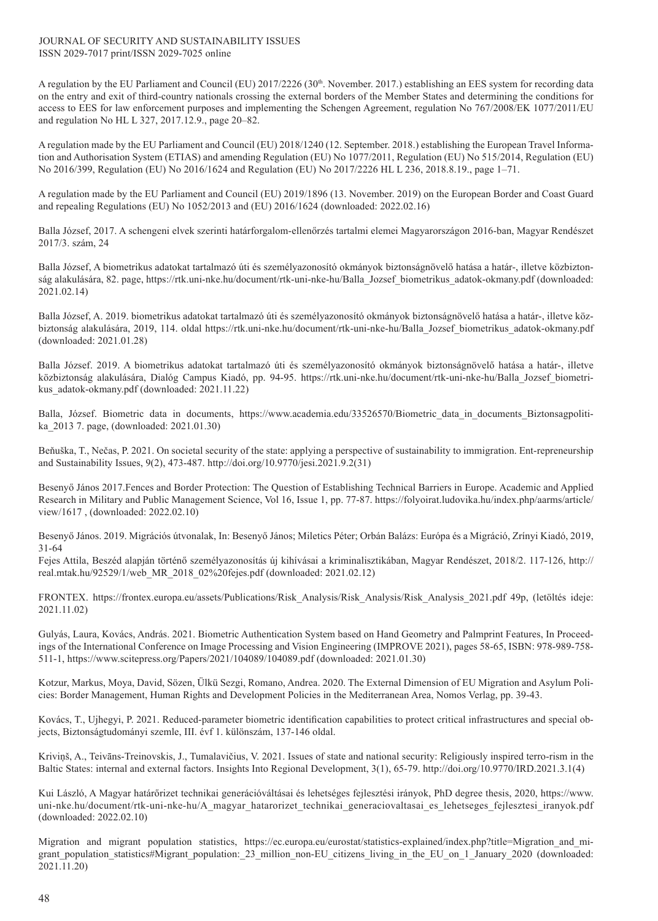A regulation by the EU Parliament and Council (EU) 2017/2226 (30th. November. 2017.) establishing an EES system for recording data on the entry and exit of third-country nationals crossing the external borders of the Member States and determining the conditions for access to EES for law enforcement purposes and implementing the Schengen Agreement, regulation No 767/2008/EK 1077/2011/EU and regulation No HL L 327, 2017.12.9., page 20–82.

A regulation made by the EU Parliament and Council (EU) 2018/1240 (12. September. 2018.) establishing the European Travel Information and Authorisation System (ETIAS) and amending Regulation (EU) No 1077/2011, Regulation (EU) No 515/2014, Regulation (EU) No 2016/399, Regulation (EU) No 2016/1624 and Regulation (EU) No 2017/2226 HL L 236, 2018.8.19., page 1–71.

A regulation made by the EU Parliament and Council (EU) 2019/1896 (13. November. 2019) on the European Border and Coast Guard and repealing Regulations (EU) No 1052/2013 and (EU) 2016/1624 (downloaded: 2022.02.16)

Balla József, 2017. A schengeni elvek szerinti határforgalom-ellenőrzés tartalmi elemei Magyarországon 2016-ban, Magyar Rendészet 2017/3. szám, 24

Balla József, A biometrikus adatokat tartalmazó úti és személyazonosító okmányok biztonságnövelő hatása a határ-, illetve közbiztonság alakulására, 82. page, https://rtk.uni-nke.hu/document/rtk-uni-nke-hu/Balla_Jozsef_biometrikus_adatok-okmany.pdf (downloaded: 2021.02.14)

Balla József, A. 2019. biometrikus adatokat tartalmazó úti és személyazonosító okmányok biztonságnövelő hatása a határ-, illetve közbiztonság alakulására, 2019, 114. oldal https://rtk.uni-nke.hu/document/rtk-uni-nke-hu/Balla_Jozsef_biometrikus_adatok-okmany.pdf (downloaded: 2021.01.28)

Balla József. 2019. A biometrikus adatokat tartalmazó úti és személyazonosító okmányok biztonságnövelő hatása a határ-, illetve közbiztonság alakulására, Dialóg Campus Kiadó, pp. 94-95. https://rtk.uni-nke.hu/document/rtk-uni-nke-hu/Balla_Jozsef_biometrikus_adatok-okmany.pdf (downloaded: 2021.11.22)

Balla, József. Biometric data in documents, https://www.academia.edu/33526570/Biometric_data_in_documents_Biztonsagpolitika_2013 7. page, (downloaded: 2021.01.30)

Beňuška, T., Nečas, P. 2021. On societal security of the state: applying a perspective of sustainability to immigration. Ent-repreneurship and Sustainability Issues, 9(2), 473-487. http://doi.org/10.9770/jesi.2021.9.2(31)

Besenyő János 2017.Fences and Border Protection: The Question of Establishing Technical Barriers in Europe. Academic and Applied Research in Military and Public Management Science, Vol 16, Issue 1, pp. 77-87. https://folyoirat.ludovika.hu/index.php/aarms/article/view/1617 , (downloaded: 2022.02.10)

Besenyő János. 2019. Migrációs útvonalak, In: Besenyő János; Miletics Péter; Orbán Balázs: Európa és a Migráció, Zrínyi Kiadó, 2019, 31-64

Fejes Attila, Beszéd alapján történő személyazonosítás új kihívásai a kriminalisztikában, Magyar Rendészet, 2018/2. 117-126, http://real.mtak.hu/92529/1/web_MR_2018_02%20fejes.pdf (downloaded: 2021.02.12)

FRONTEX. https://frontex.europa.eu/assets/Publications/Risk_Analysis/Risk_Analysis/Risk_Analysis_2021.pdf 49p, (letöltés ideje: 2021.11.02)

Gulyás, Laura, Kovács, András. 2021. Biometric Authentication System based on Hand Geometry and Palmprint Features, In Proceedings of the International Conference on Image Processing and Vision Engineering (IMPROVE 2021), pages 58-65, ISBN: 978-989-758-511-1, https://www.scitepress.org/Papers/2021/104089/104089.pdf (downloaded: 2021.01.30)

Kotzur, Markus, Moya, David, Sözen, Ülkü Sezgi, Romano, Andrea. 2020. The External Dimension of EU Migration and Asylum Policies: Border Management, Human Rights and Development Policies in the Mediterranean Area, Nomos Verlag, pp. 39-43.

Kovács, T., Ujhegyi, P. 2021. Reduced-parameter biometric identification capabilities to protect critical infrastructures and special objects, Biztonságtudományi szemle, III. évf 1. különszám, 137-146 oldal.

Kriviņš, A., Teivāns-Treinovskis, J., Tumalavičius, V. 2021. Issues of state and national security: Religiously inspired terro-rism in the Baltic States: internal and external factors. Insights Into Regional Development, 3(1), 65-79. http://doi.org/10.9770/IRD.2021.3.1(4)

Kui László, A Magyar határőrizet technikai generációváltásai és lehetséges fejlesztési irányok, PhD degree thesis, 2020, https://www.uni-nke.hu/document/rtk-uni-nke-hu/A_magyar_hatarorizet_technikai_generaciovaltasai_es_lehetseges_fejlesztesi_iranyok.pdf (downloaded: 2022.02.10)

Migration and migrant population statistics, https://ec.europa.eu/eurostat/statistics-explained/index.php?title=Migration_and_migrant_population_statistics#Migrant_population:_23_million_non-EU_citizens_living_in_the_EU_on_1_January_2020 (downloaded: 2021.11.20)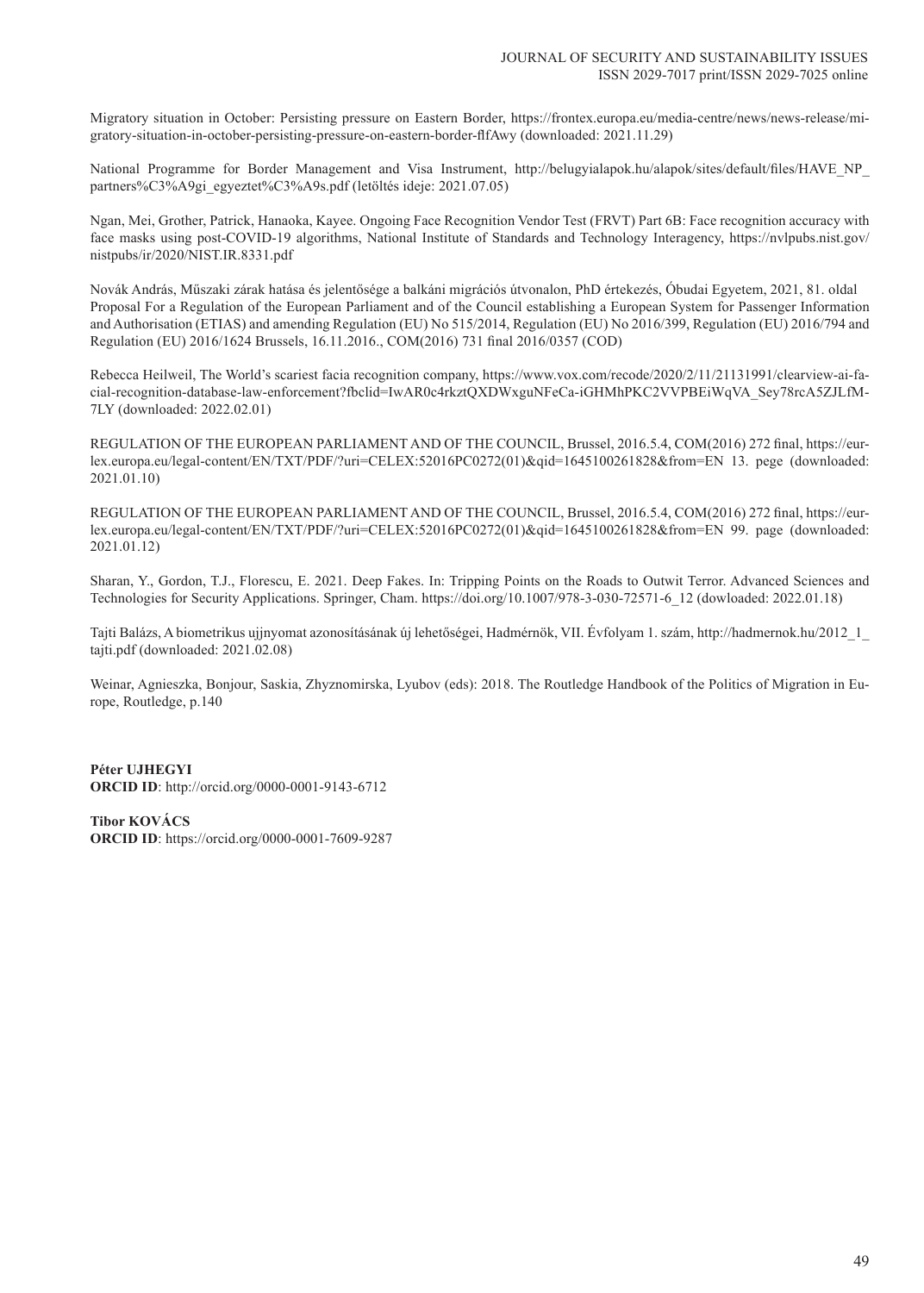Migratory situation in October: Persisting pressure on Eastern Border, https://frontex.europa.eu/media-centre/news/news-release/migratory-situation-in-october-persisting-pressure-on-eastern-border-flfAwy (downloaded: 2021.11.29)

National Programme for Border Management and Visa Instrument, http://belugyialapok.hu/alapok/sites/default/files/HAVE_NP_partners%C3%A9gi_egyeztet%C3%A9s.pdf (letöltés ideje: 2021.07.05)

Ngan, Mei, Grother, Patrick, Hanaoka, Kayee. Ongoing Face Recognition Vendor Test (FRVT) Part 6B: Face recognition accuracy with face masks using post-COVID-19 algorithms, National Institute of Standards and Technology Interagency, https://nvlpubs.nist.gov/nistpubs/ir/2020/NIST.IR.8331.pdf

Novák András, Műszaki zárak hatása és jelentősége a balkáni migrációs útvonalon, PhD értekezés, Óbudai Egyetem, 2021, 81. oldal
Proposal For a Regulation of the European Parliament and of the Council establishing a European System for Passenger Information and Authorisation (ETIAS) and amending Regulation (EU) No 515/2014, Regulation (EU) No 2016/399, Regulation (EU) 2016/794 and Regulation (EU) 2016/1624 Brussels, 16.11.2016., COM(2016) 731 final 2016/0357 (COD)

Rebecca Heilweil, The World's scariest facia recognition company, https://www.vox.com/recode/2020/2/11/21131991/clearview-ai-facial-recognition-database-law-enforcement?fbclid=IwAR0c4rkztQXDWxguNFeCa-iGHMhPKC2VVPBEiWqVA_Sey78rcA5ZJLfM-7LY (downloaded: 2022.02.01)

REGULATION OF THE EUROPEAN PARLIAMENT AND OF THE COUNCIL, Brussel, 2016.5.4, COM(2016) 272 final, https://eur-lex.europa.eu/legal-content/EN/TXT/PDF/?uri=CELEX:52016PC0272(01)&qid=1645100261828&from=EN 13. pege (downloaded: 2021.01.10)

REGULATION OF THE EUROPEAN PARLIAMENT AND OF THE COUNCIL, Brussel, 2016.5.4, COM(2016) 272 final, https://eur-lex.europa.eu/legal-content/EN/TXT/PDF/?uri=CELEX:52016PC0272(01)&qid=1645100261828&from=EN 99. page (downloaded: 2021.01.12)

Sharan, Y., Gordon, T.J., Florescu, E. 2021. Deep Fakes. In: Tripping Points on the Roads to Outwit Terror. Advanced Sciences and Technologies for Security Applications. Springer, Cham. https://doi.org/10.1007/978-3-030-72571-6_12 (dowloaded: 2022.01.18)

Tajti Balázs, A biometrikus ujjnyomat azonosításának új lehetőségei, Hadmérnök, VII. Évfolyam 1. szám, http://hadmernok.hu/2012_1_tajti.pdf (downloaded: 2021.02.08)

Weinar, Agnieszka, Bonjour, Saskia, Zhyznomirska, Lyubov (eds): 2018. The Routledge Handbook of the Politics of Migration in Europe, Routledge, p.140

**Péter UJHEGYI**
**ORCID ID**: http://orcid.org/0000-0001-9143-6712

**Tibor KOVÁCS**
**ORCID ID**: https://orcid.org/0000-0001-7609-9287